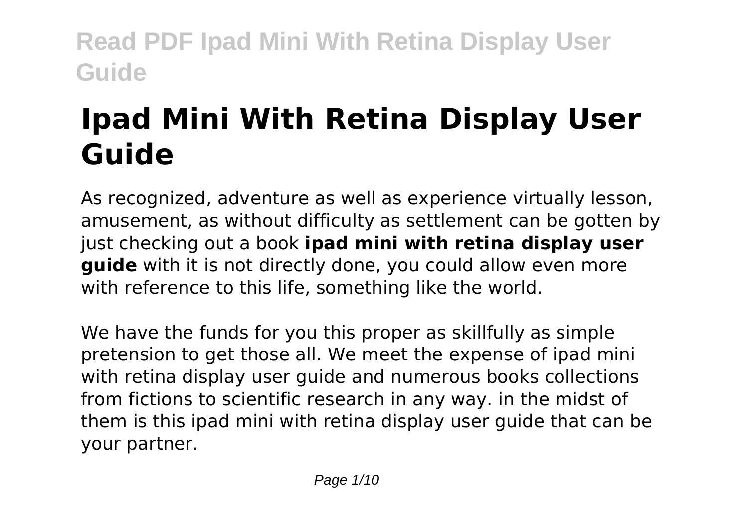# Ipad Mini With Retina Display User Guide

As recognized, adventure as well as experience virtually lesson, amusement, as without difficulty as settlement can be gotten by just checking out a book **ipad mini with retina display user guide** with it is not directly done, you could allow even more with reference to this life, something like the world.

We have the funds for you this proper as skillfully as simple pretension to get those all. We meet the expense of ipad mini with retina display user guide and numerous books collections from fictions to scientific research in any way. in the midst of them is this ipad mini with retina display user guide that can be your partner.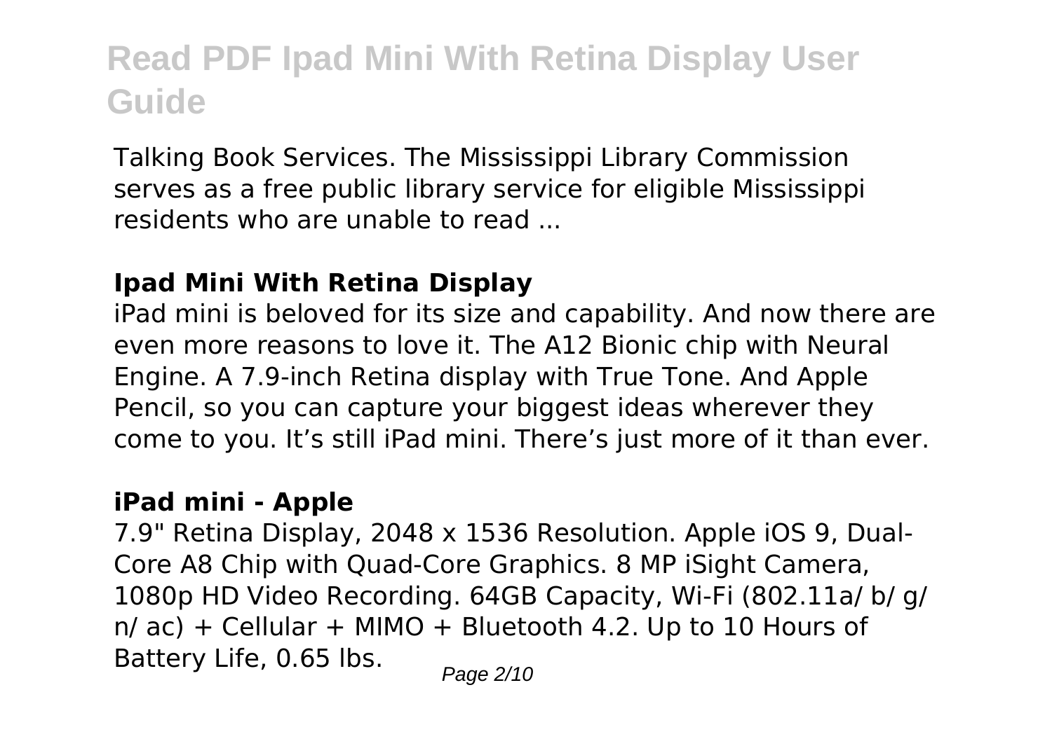Talking Book Services. The Mississippi Library Commission serves as a free public library service for eligible Mississippi residents who are unable to read ...

### **Ipad Mini With Retina Display**

iPad mini is beloved for its size and capability. And now there are even more reasons to love it. The A12 Bionic chip with Neural Engine. A 7.9-inch Retina display with True Tone. And Apple Pencil, so you can capture your biggest ideas wherever they come to you. It's still iPad mini. There's just more of it than ever.

### **iPad mini - Apple**

7.9" Retina Display, 2048 x 1536 Resolution. Apple iOS 9, Dual-Core A8 Chip with Quad-Core Graphics. 8 MP iSight Camera, 1080p HD Video Recording. 64GB Capacity, Wi-Fi (802.11a/ b/ g/ n/ ac) + Cellular + MIMO + Bluetooth 4.2. Up to 10 Hours of Battery Life, 0.65 lbs.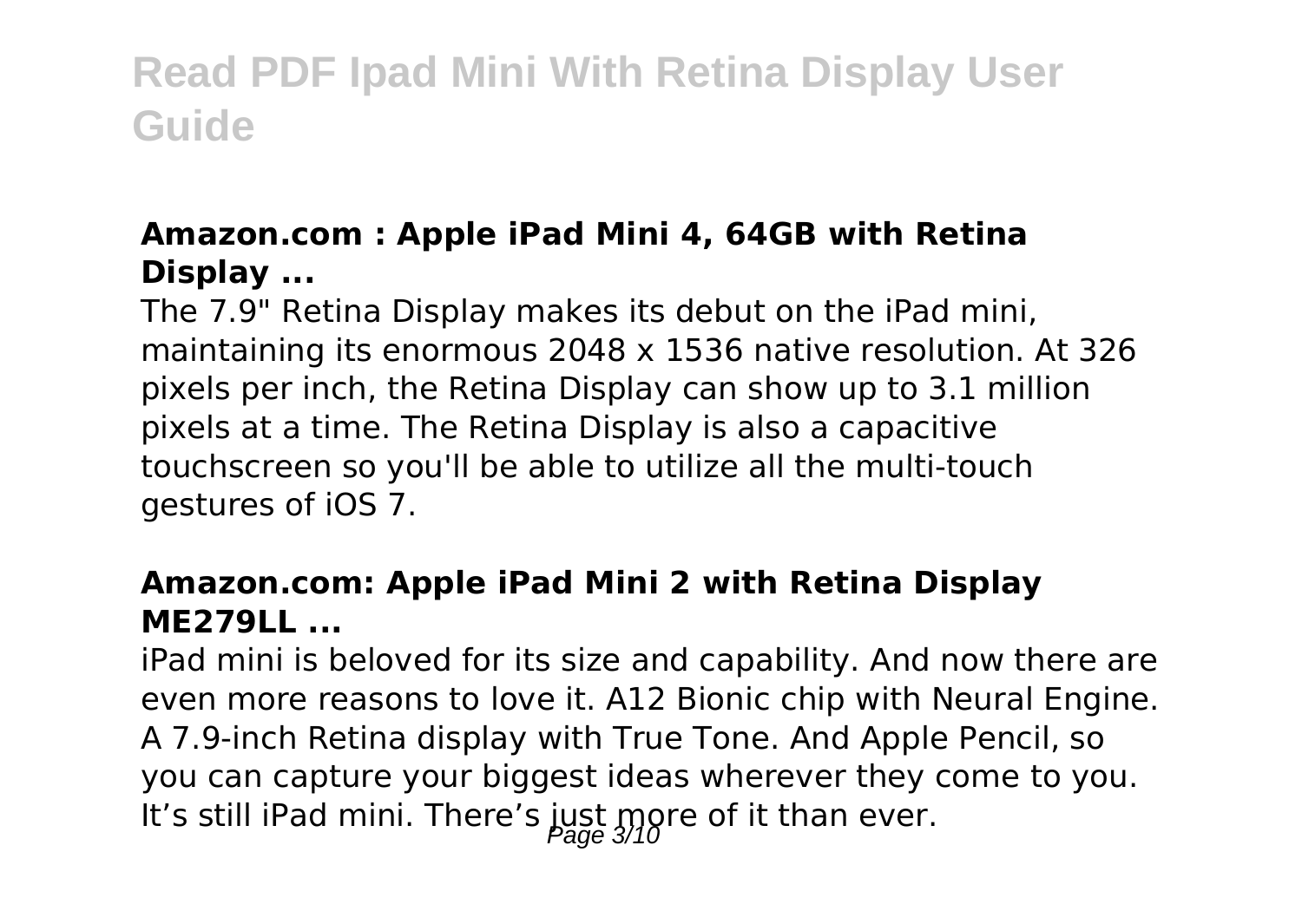### Amazon.com : Apple iPad Mini 4, 64GB with Retina Display ...

The 7.9" Retina Display makes its debut on the iPad mini, maintaining its enormous 2048 x 1536 native resolution. At 326 pixels per inch, the Retina Display can show up to 3.1 million pixels at a time. The Retina Display is also a capacitive touchscreen so you'll be able to utilize all the multi-touch gestures of iOS 7.

### Amazon.com: Apple iPad Mini 2 with Retina Display ME279LL ...

iPad mini is beloved for its size and capability. And now there are even more reasons to love it. A12 Bionic chip with Neural Engine. A 7.9-inch Retina display with True Tone. And Apple Pencil, so you can capture your biggest ideas wherever they come to you. It's still iPad mini. There's just more of it than ever.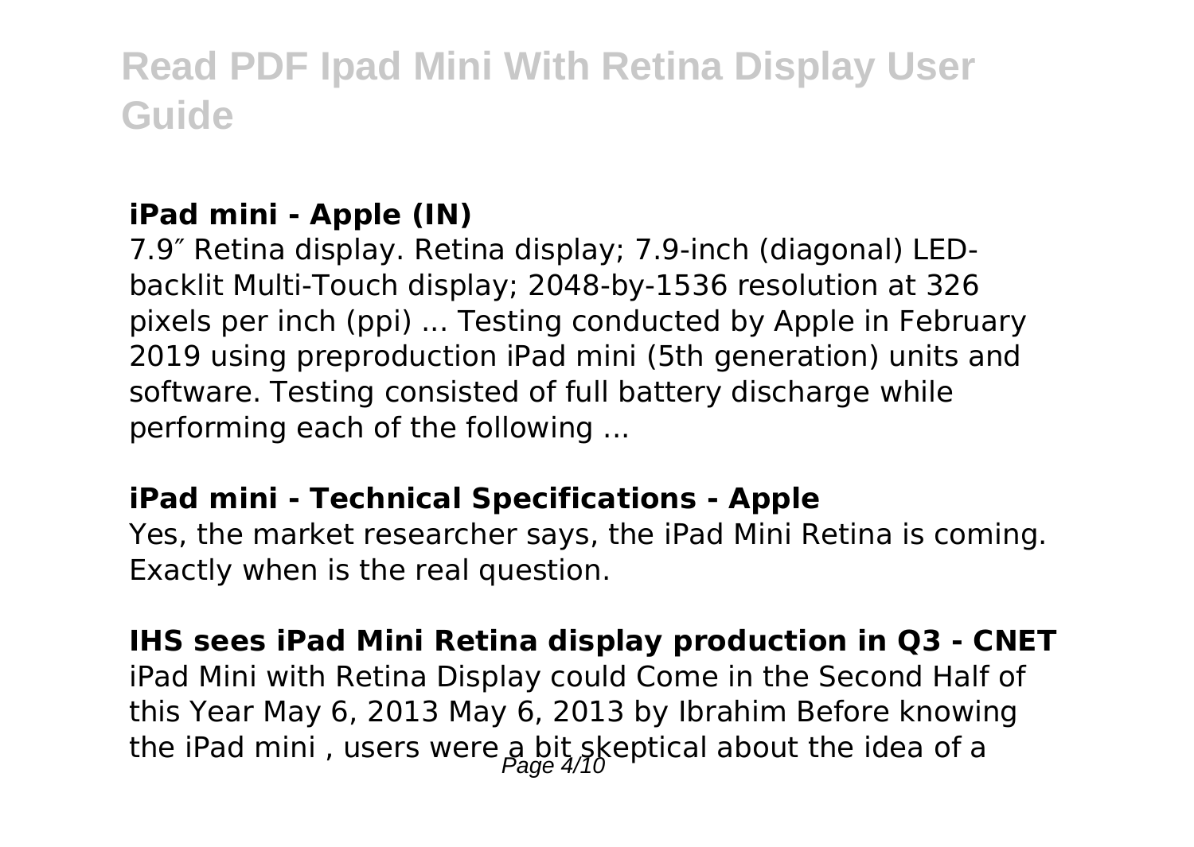### iPad mini - Apple (IN)

7.9″ Retina display. Retina display; 7.9-inch (diagonal) LED-backlit Multi-Touch display; 2048-by-1536 resolution at 326 pixels per inch (ppi) ... Testing conducted by Apple in February 2019 using preproduction iPad mini (5th generation) units and software. Testing consisted of full battery discharge while performing each of the following ...

### iPad mini - Technical Specifications - Apple

Yes, the market researcher says, the iPad Mini Retina is coming. Exactly when is the real question.

### IHS sees iPad Mini Retina display production in Q3 - CNET

iPad Mini with Retina Display could Come in the Second Half of this Year May 6, 2013 May 6, 2013 by Ibrahim Before knowing the iPad mini , users were a bit skeptical about the idea of a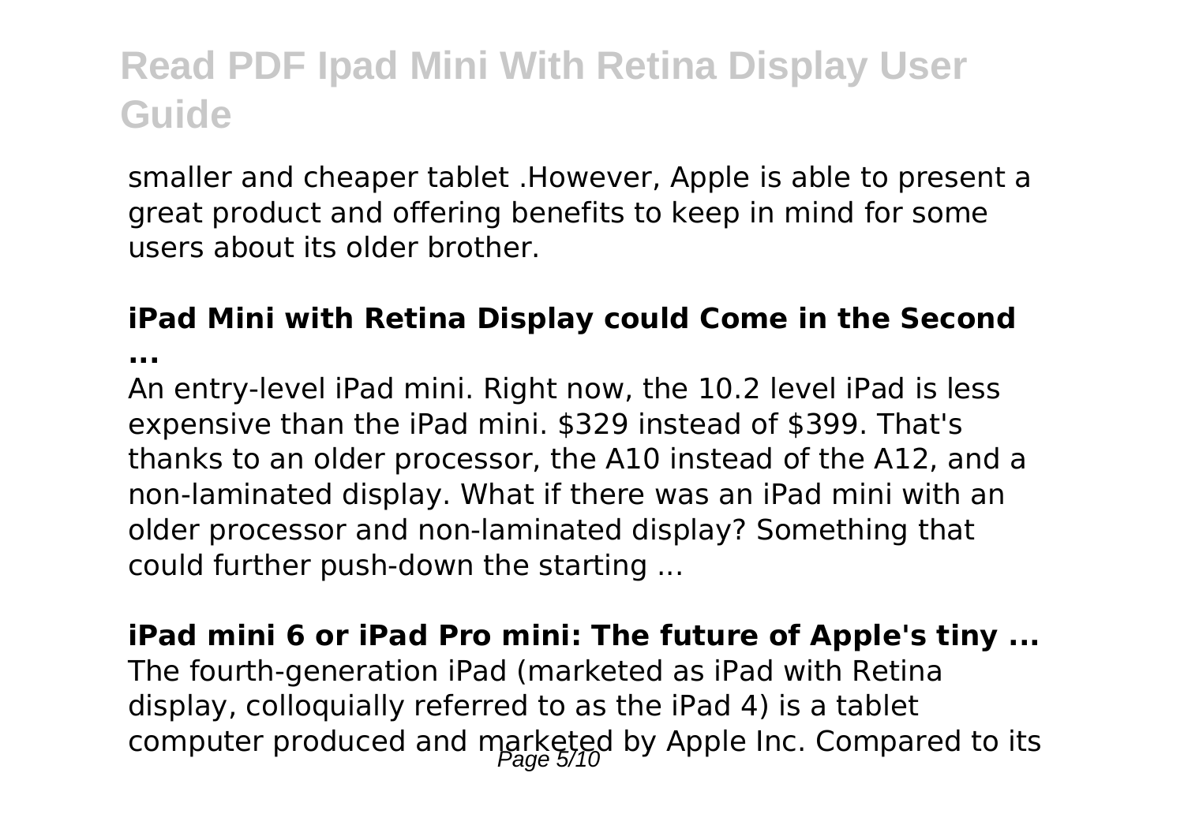smaller and cheaper tablet .However, Apple is able to present a great product and offering benefits to keep in mind for some users about its older brother.

**iPad Mini with Retina Display could Come in the Second ...**

An entry-level iPad mini. Right now, the 10.2 level iPad is less expensive than the iPad mini. $329 instead of $399. That's thanks to an older processor, the A10 instead of the A12, and a non-laminated display. What if there was an iPad mini with an older processor and non-laminated display? Something that could further push-down the starting ...

**iPad mini 6 or iPad Pro mini: The future of Apple's tiny ...**

The fourth-generation iPad (marketed as iPad with Retina display, colloquially referred to as the iPad 4) is a tablet computer produced and marketed by Apple Inc. Compared to its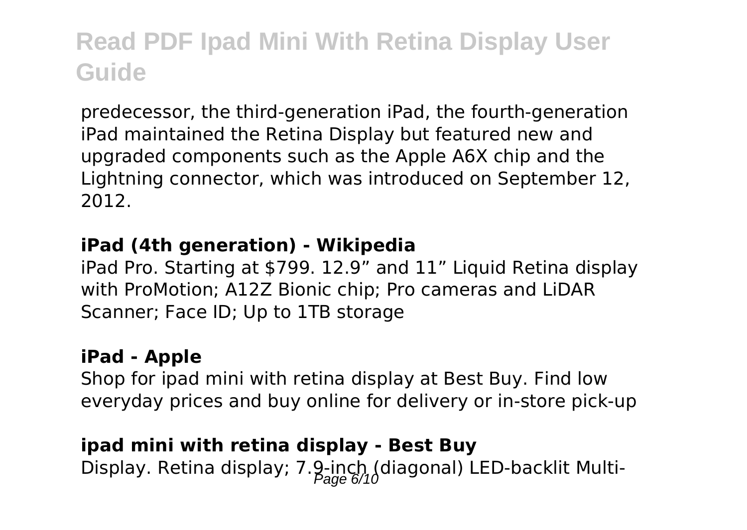predecessor, the third-generation iPad, the fourth-generation iPad maintained the Retina Display but featured new and upgraded components such as the Apple A6X chip and the Lightning connector, which was introduced on September 12, 2012.

**iPad (4th generation) - Wikipedia**

iPad Pro. Starting at $799. 12.9” and 11” Liquid Retina display with ProMotion; A12Z Bionic chip; Pro cameras and LiDAR Scanner; Face ID; Up to 1TB storage

**iPad - Apple**

Shop for ipad mini with retina display at Best Buy. Find low everyday prices and buy online for delivery or in-store pick-up

**ipad mini with retina display - Best Buy**

Display. Retina display; 7.9-inch (diagonal) LED-backlit Multi-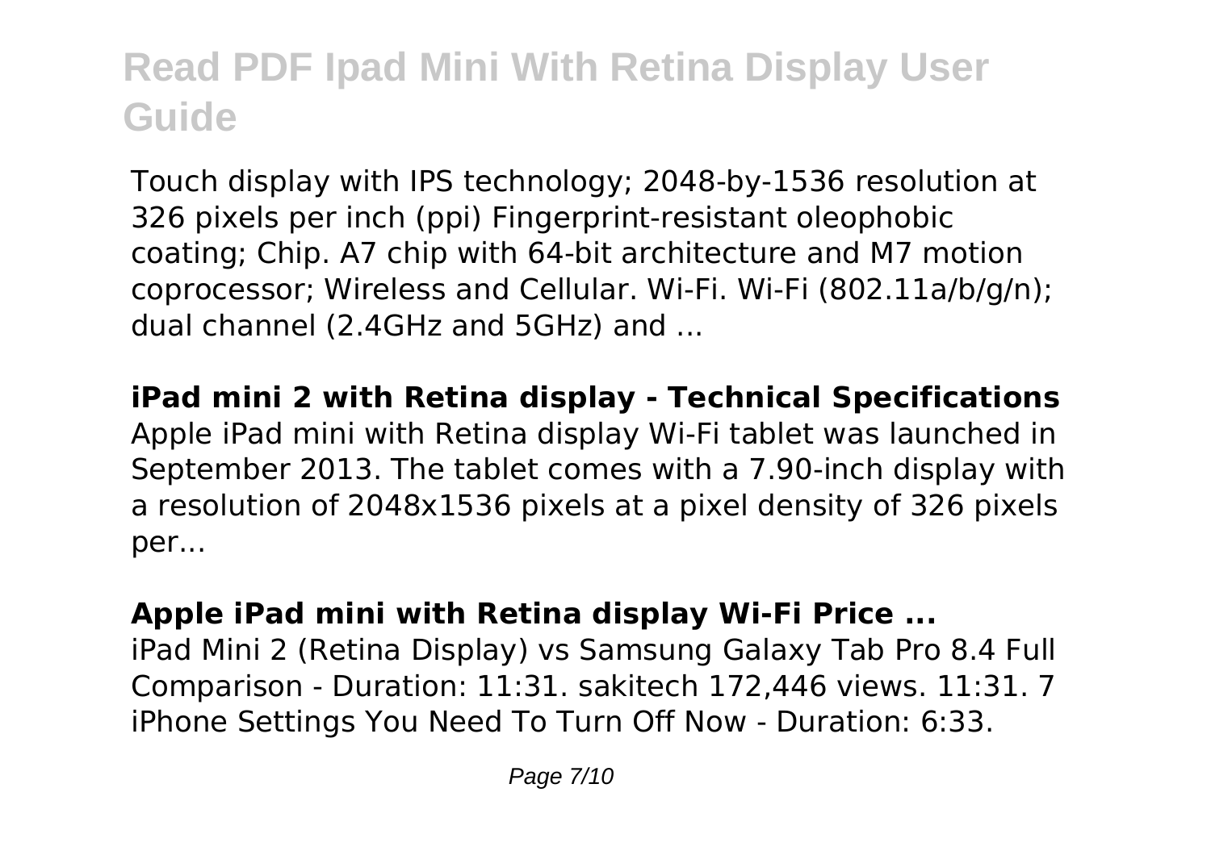Touch display with IPS technology; 2048-by-1536 resolution at 326 pixels per inch (ppi) Fingerprint-resistant oleophobic coating; Chip. A7 chip with 64-bit architecture and M7 motion coprocessor; Wireless and Cellular. Wi-Fi. Wi-Fi (802.11a/b/g/n); dual channel (2.4GHz and 5GHz) and ...

**iPad mini 2 with Retina display - Technical Specifications**

Apple iPad mini with Retina display Wi-Fi tablet was launched in September 2013. The tablet comes with a 7.90-inch display with a resolution of 2048x1536 pixels at a pixel density of 326 pixels per...

**Apple iPad mini with Retina display Wi-Fi Price ...**

iPad Mini 2 (Retina Display) vs Samsung Galaxy Tab Pro 8.4 Full Comparison - Duration: 11:31. sakitech 172,446 views. 11:31. 7 iPhone Settings You Need To Turn Off Now - Duration: 6:33.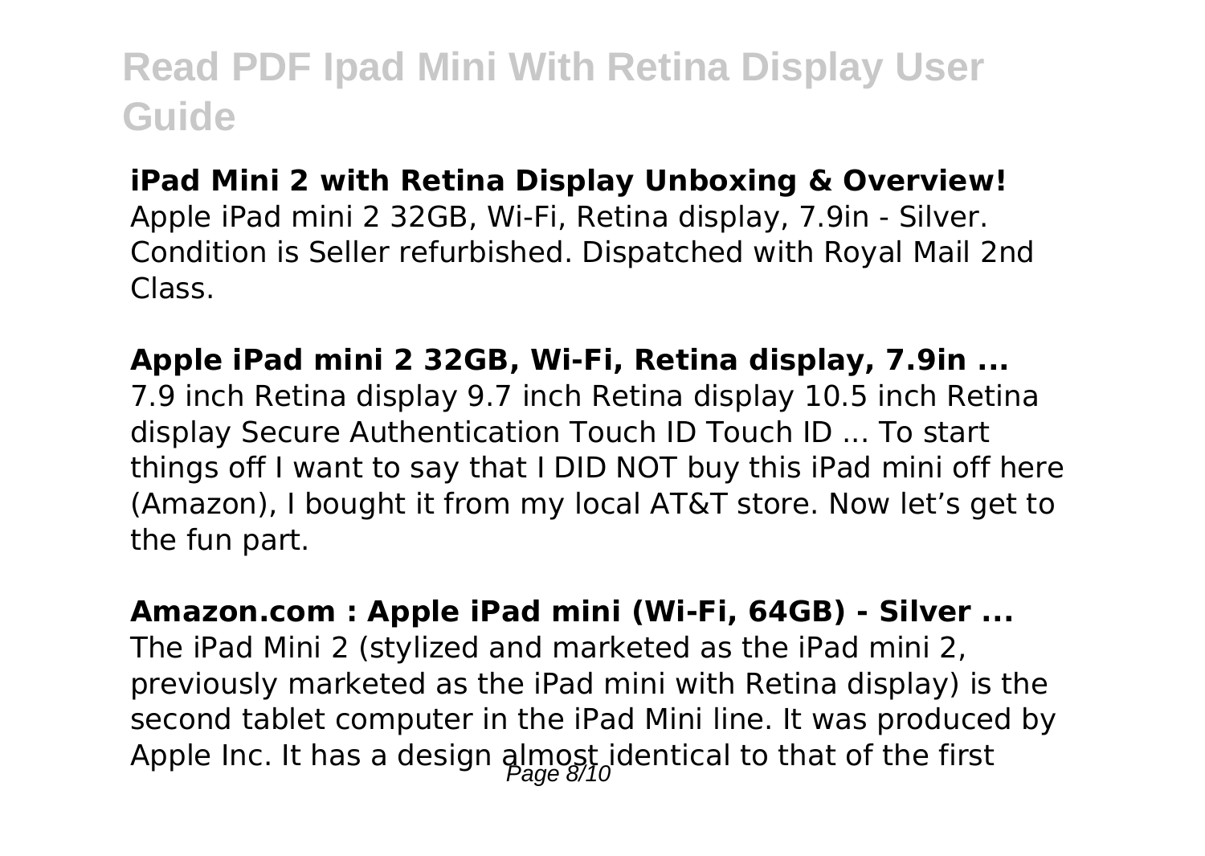**iPad Mini 2 with Retina Display Unboxing & Overview!**
Apple iPad mini 2 32GB, Wi-Fi, Retina display, 7.9in - Silver. Condition is Seller refurbished. Dispatched with Royal Mail 2nd Class.

**Apple iPad mini 2 32GB, Wi-Fi, Retina display, 7.9in ...**
7.9 inch Retina display 9.7 inch Retina display 10.5 inch Retina display Secure Authentication Touch ID Touch ID ... To start things off I want to say that I DID NOT buy this iPad mini off here (Amazon), I bought it from my local AT&T store. Now let's get to the fun part.

**Amazon.com : Apple iPad mini (Wi-Fi, 64GB) - Silver ...**
The iPad Mini 2 (stylized and marketed as the iPad mini 2, previously marketed as the iPad mini with Retina display) is the second tablet computer in the iPad Mini line. It was produced by Apple Inc. It has a design almost identical to that of the first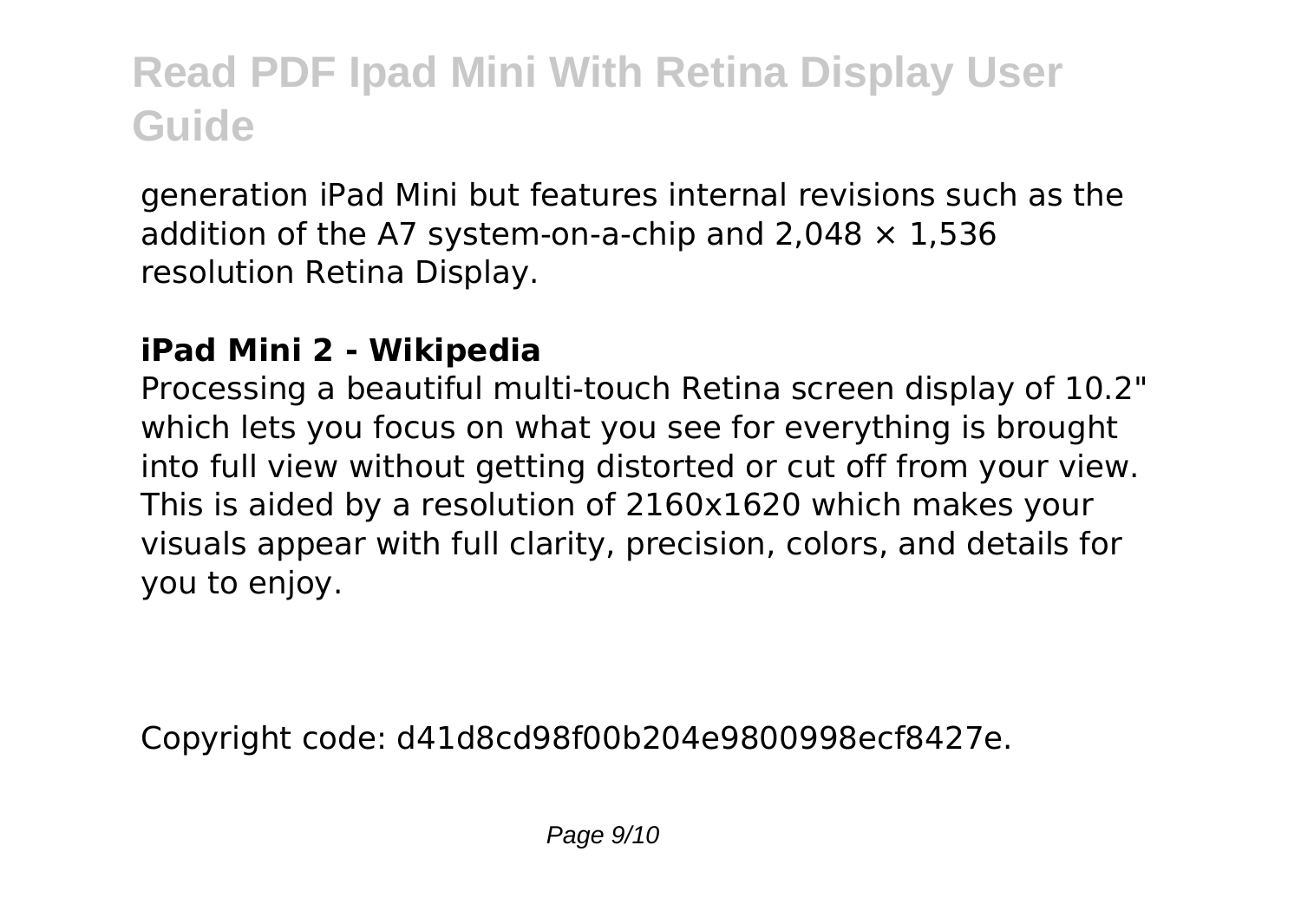generation iPad Mini but features internal revisions such as the addition of the A7 system-on-a-chip and 2,048 × 1,536 resolution Retina Display.

**iPad Mini 2 - Wikipedia**

Processing a beautiful multi-touch Retina screen display of 10.2" which lets you focus on what you see for everything is brought into full view without getting distorted or cut off from your view. This is aided by a resolution of 2160x1620 which makes your visuals appear with full clarity, precision, colors, and details for you to enjoy.

Copyright code: d41d8cd98f00b204e9800998ecf8427e.